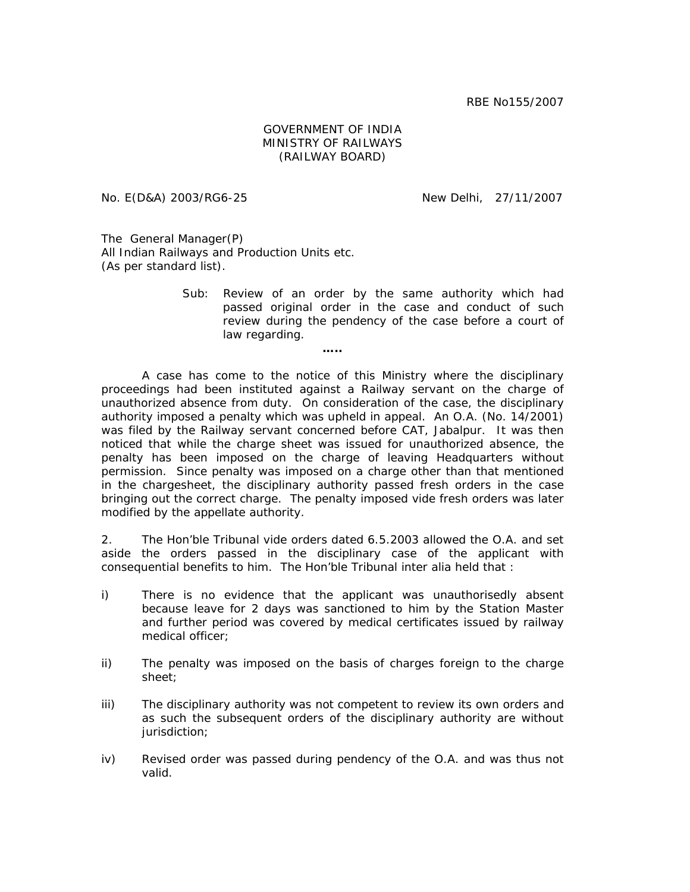RBE No155/2007

GOVERNMENT OF INDIA
MINISTRY OF RAILWAYS
(RAILWAY BOARD)

No. E(D&A) 2003/RG6-25 New Delhi, 27/11/2007

The General Manager(P)
All Indian Railways and Production Units etc.
(As per standard list).

Sub: Review of an order by the same authority which had passed original order in the case and conduct of such review during the pendency of the case before a court of law regarding.

.....

A case has come to the notice of this Ministry where the disciplinary proceedings had been instituted against a Railway servant on the charge of unauthorized absence from duty. On consideration of the case, the disciplinary authority imposed a penalty which was upheld in appeal. An O.A. (No. 14/2001) was filed by the Railway servant concerned before CAT, Jabalpur. It was then noticed that while the charge sheet was issued for unauthorized absence, the penalty has been imposed on the charge of leaving Headquarters without permission. Since penalty was imposed on a charge other than that mentioned in the chargesheet, the disciplinary authority passed fresh orders in the case bringing out the correct charge. The penalty imposed vide fresh orders was later modified by the appellate authority.

2. The Hon'ble Tribunal vide orders dated 6.5.2003 allowed the O.A. and set aside the orders passed in the disciplinary case of the applicant with consequential benefits to him. The Hon'ble Tribunal inter alia held that :

i) There is no evidence that the applicant was unauthorisedly absent because leave for 2 days was sanctioned to him by the Station Master and further period was covered by medical certificates issued by railway medical officer;

ii) The penalty was imposed on the basis of charges foreign to the charge sheet;

iii) The disciplinary authority was not competent to review its own orders and as such the subsequent orders of the disciplinary authority are without jurisdiction;

iv) Revised order was passed during pendency of the O.A. and was thus not valid.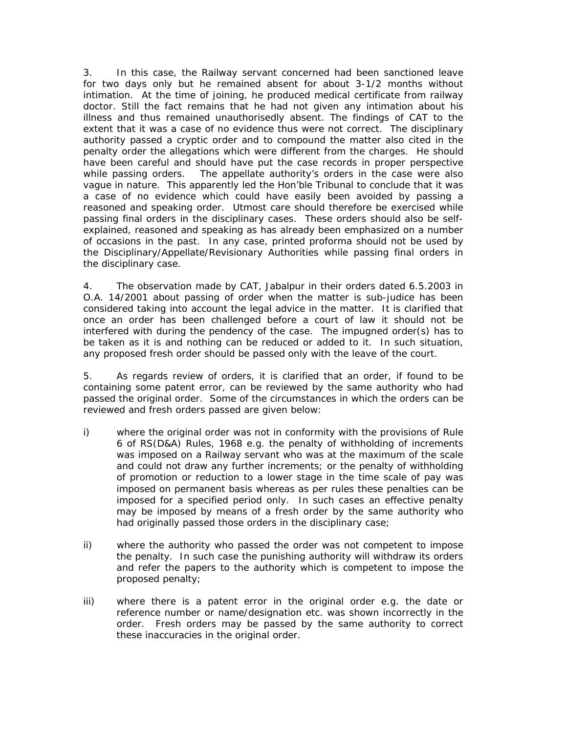3. In this case, the Railway servant concerned had been sanctioned leave for two days only but he remained absent for about 3-1/2 months without intimation. At the time of joining, he produced medical certificate from railway doctor. Still the fact remains that he had not given any intimation about his illness and thus remained unauthorisedly absent. The findings of CAT to the extent that it was a case of no evidence thus were not correct. The disciplinary authority passed a cryptic order and to compound the matter also cited in the penalty order the allegations which were different from the charges. He should have been careful and should have put the case records in proper perspective while passing orders. The appellate authority's orders in the case were also vague in nature. This apparently led the Hon'ble Tribunal to conclude that it was a case of no evidence which could have easily been avoided by passing a reasoned and speaking order. Utmost care should therefore be exercised while passing final orders in the disciplinary cases. These orders should also be self-explained, reasoned and speaking as has already been emphasized on a number of occasions in the past. In any case, printed proforma should not be used by the Disciplinary/Appellate/Revisionary Authorities while passing final orders in the disciplinary case.

4. The observation made by CAT, Jabalpur in their orders dated 6.5.2003 in O.A. 14/2001 about passing of order when the matter is sub-judice has been considered taking into account the legal advice in the matter. It is clarified that once an order has been challenged before a court of law it should not be interfered with during the pendency of the case. The impugned order(s) has to be taken as it is and nothing can be reduced or added to it. In such situation, any proposed fresh order should be passed only with the leave of the court.

5. As regards review of orders, it is clarified that an order, if found to be containing some patent error, can be reviewed by the same authority who had passed the original order. Some of the circumstances in which the orders can be reviewed and fresh orders passed are given below:

i) where the original order was not in conformity with the provisions of Rule 6 of RS(D&A) Rules, 1968 e.g. the penalty of withholding of increments was imposed on a Railway servant who was at the maximum of the scale and could not draw any further increments; or the penalty of withholding of promotion or reduction to a lower stage in the time scale of pay was imposed on permanent basis whereas as per rules these penalties can be imposed for a specified period only. In such cases an effective penalty may be imposed by means of a fresh order by the same authority who had originally passed those orders in the disciplinary case;

ii) where the authority who passed the order was not competent to impose the penalty. In such case the punishing authority will withdraw its orders and refer the papers to the authority which is competent to impose the proposed penalty;

iii) where there is a patent error in the original order e.g. the date or reference number or name/designation etc. was shown incorrectly in the order. Fresh orders may be passed by the same authority to correct these inaccuracies in the original order.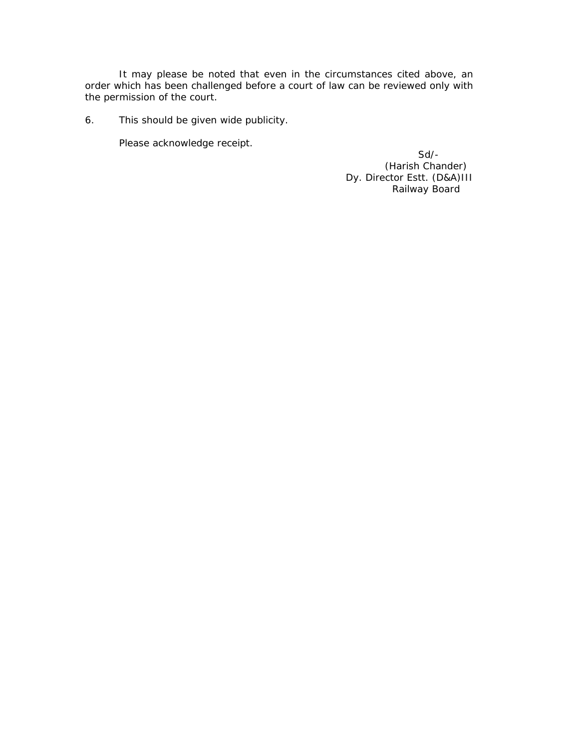It may please be noted that even in the circumstances cited above, an order which has been challenged before a court of law can be reviewed only with the permission of the court.

6. This should be given wide publicity.

Please acknowledge receipt.

Sd/-
(Harish Chander)
Dy. Director Estt. (D&A)III
Railway Board